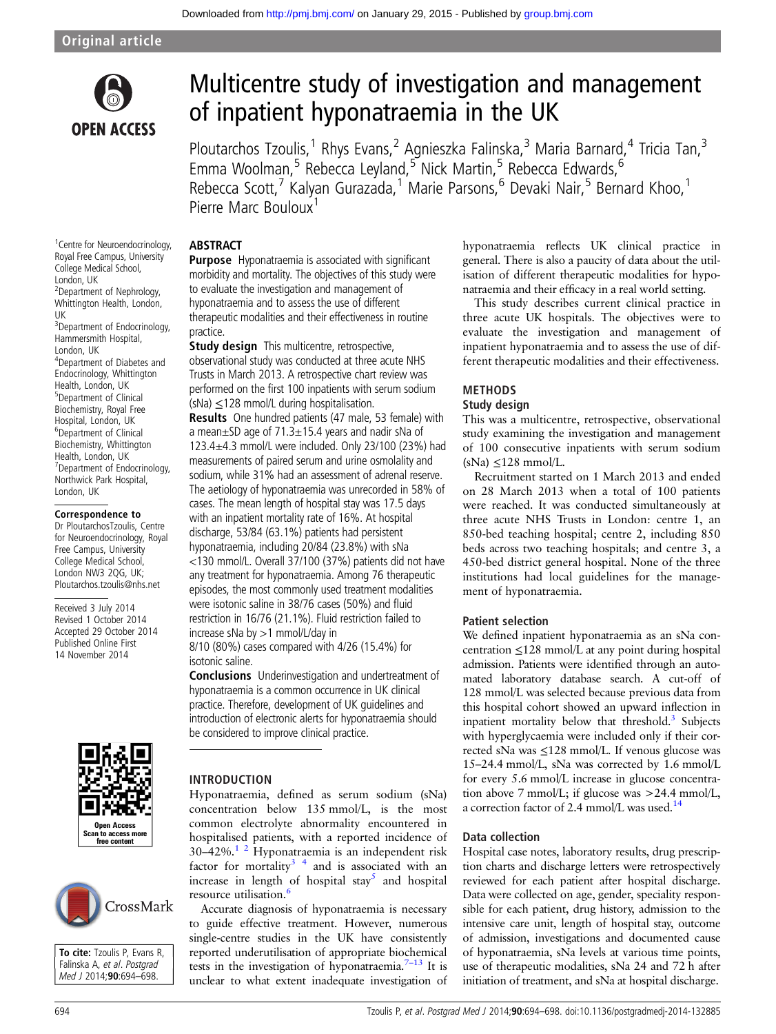Original article

# Multicentre study of investigation and management of inpatient hyponatraemia in the UK

Ploutarchos Tzoulis,[1] Rhys Evans,[2] Agnieszka Falinska,[3] Maria Barnard,[4] Tricia Tan,[3] Emma Woolman,[5] Rebecca Leyland,[5] Nick Martin,[5] Rebecca Edwards,[6] Rebecca Scott,[7] Kalyan Gurazada,[1] Marie Parsons,[6] Devaki Nair,[5] Bernard Khoo,[1] Pierre Marc Bouloux[1]

[1]Centre for Neuroendocrinology, Royal Free Campus, University College Medical School, London, UK
[2]Department of Nephrology, Whittington Health, London, UK
[3]Department of Endocrinology, Hammersmith Hospital, London, UK
[4]Department of Diabetes and Endocrinology, Whittington Health, London, UK
[5]Department of Clinical Biochemistry, Royal Free Hospital, London, UK
[6]Department of Clinical Biochemistry, Whittington Health, London, UK
[7]Department of Endocrinology, Northwick Park Hospital, London, UK

**Correspondence to**
Dr PloutarchosTzoulis, Centre for Neuroendocrinology, Royal Free Campus, University College Medical School, London NW3 2QG, UK; Ploutarchos.tzoulis@nhs.net

Received 3 July 2014
Revised 1 October 2014
Accepted 29 October 2014
Published Online First 14 November 2014

To cite: Tzoulis P, Evans R, Falinska A, et al. Postgrad Med J 2014;90:694–698.

## ABSTRACT

**Purpose** Hyponatraemia is associated with significant morbidity and mortality. The objectives of this study were to evaluate the investigation and management of hyponatraemia and to assess the use of different therapeutic modalities and their effectiveness in routine practice.

**Study design** This multicentre, retrospective, observational study was conducted at three acute NHS Trusts in March 2013. A retrospective chart review was performed on the first 100 inpatients with serum sodium (sNa) ≤128 mmol/L during hospitalisation.

**Results** One hundred patients (47 male, 53 female) with a mean±SD age of 71.3±15.4 years and nadir sNa of 123.4±4.3 mmol/L were included. Only 23/100 (23%) had measurements of paired serum and urine osmolality and sodium, while 31% had an assessment of adrenal reserve. The aetiology of hyponatraemia was unrecorded in 58% of cases. The mean length of hospital stay was 17.5 days with an inpatient mortality rate of 16%. At hospital discharge, 53/84 (63.1%) patients had persistent hyponatraemia, including 20/84 (23.8%) with sNa <130 mmol/L. Overall 37/100 (37%) patients did not have any treatment for hyponatraemia. Among 76 therapeutic episodes, the most commonly used treatment modalities were isotonic saline in 38/76 cases (50%) and fluid restriction in 16/76 (21.1%). Fluid restriction failed to increase sNa by >1 mmol/L/day in 8/10 (80%) cases compared with 4/26 (15.4%) for isotonic saline.

**Conclusions** Underinvestigation and undertreatment of hyponatraemia is a common occurrence in UK clinical practice. Therefore, development of UK guidelines and introduction of electronic alerts for hyponatraemia should be considered to improve clinical practice.

## INTRODUCTION

Hyponatraemia, defined as serum sodium (sNa) concentration below 135 mmol/L, is the most common electrolyte abnormality encountered in hospitalised patients, with a reported incidence of 30–42%.[1,2] Hyponatraemia is an independent risk factor for mortality[3,4] and is associated with an increase in length of hospital stay[5] and hospital resource utilisation.[6]

Accurate diagnosis of hyponatraemia is necessary to guide effective treatment. However, numerous single-centre studies in the UK have consistently reported underutilisation of appropriate biochemical tests in the investigation of hyponatraemia.[7–13] It is unclear to what extent inadequate investigation of hyponatraemia reflects UK clinical practice in general. There is also a paucity of data about the utilisation of different therapeutic modalities for hyponatraemia and their efficacy in a real world setting.

This study describes current clinical practice in three acute UK hospitals. The objectives were to evaluate the investigation and management of inpatient hyponatraemia and to assess the use of different therapeutic modalities and their effectiveness.

## METHODS

### Study design

This was a multicentre, retrospective, observational study examining the investigation and management of 100 consecutive inpatients with serum sodium (sNa) ≤128 mmol/L.

Recruitment started on 1 March 2013 and ended on 28 March 2013 when a total of 100 patients were reached. It was conducted simultaneously at three acute NHS Trusts in London: centre 1, an 850-bed teaching hospital; centre 2, including 850 beds across two teaching hospitals; and centre 3, a 450-bed district general hospital. None of the three institutions had local guidelines for the management of hyponatraemia.

### Patient selection

We defined inpatient hyponatraemia as an sNa concentration ≤128 mmol/L at any point during hospital admission. Patients were identified through an automated laboratory database search. A cut-off of 128 mmol/L was selected because previous data from this hospital cohort showed an upward inflection in inpatient mortality below that threshold.[3] Subjects with hyperglycaemia were included only if their corrected sNa was ≤128 mmol/L. If venous glucose was 15–24.4 mmol/L, sNa was corrected by 1.6 mmol/L for every 5.6 mmol/L increase in glucose concentration above 7 mmol/L; if glucose was >24.4 mmol/L, a correction factor of 2.4 mmol/L was used.[14]

### Data collection

Hospital case notes, laboratory results, drug prescription charts and discharge letters were retrospectively reviewed for each patient after hospital discharge. Data were collected on age, gender, speciality responsible for each patient, drug history, admission to the intensive care unit, length of hospital stay, outcome of admission, investigations and documented cause of hyponatraemia, sNa levels at various time points, use of therapeutic modalities, sNa 24 and 72 h after initiation of treatment, and sNa at hospital discharge.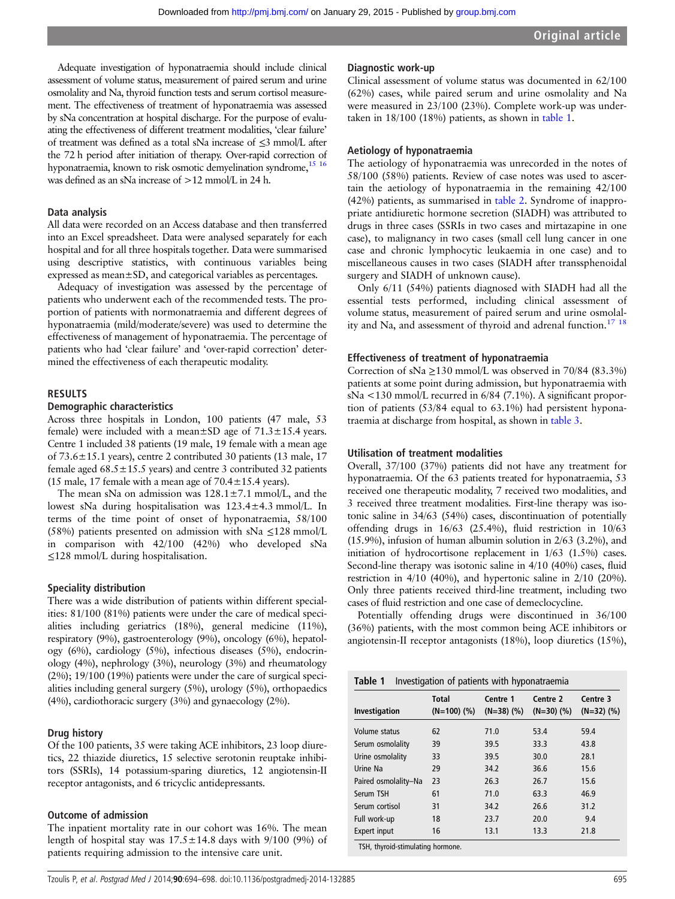Adequate investigation of hyponatraemia should include clinical assessment of volume status, measurement of paired serum and urine osmolality and Na, thyroid function tests and serum cortisol measurement. The effectiveness of treatment of hyponatraemia was assessed by sNa concentration at hospital discharge. For the purpose of evaluating the effectiveness of different treatment modalities, 'clear failure' of treatment was defined as a total sNa increase of ≤3 mmol/L after the 72 h period after initiation of therapy. Over-rapid correction of hyponatraemia, known to risk osmotic demyelination syndrome,[15 16] was defined as an sNa increase of >12 mmol/L in 24 h.

### Data analysis

All data were recorded on an Access database and then transferred into an Excel spreadsheet. Data were analysed separately for each hospital and for all three hospitals together. Data were summarised using descriptive statistics, with continuous variables being expressed as mean±SD, and categorical variables as percentages.

Adequacy of investigation was assessed by the percentage of patients who underwent each of the recommended tests. The proportion of patients with normonatraemia and different degrees of hyponatraemia (mild/moderate/severe) was used to determine the effectiveness of management of hyponatraemia. The percentage of patients who had 'clear failure' and 'over-rapid correction' determined the effectiveness of each therapeutic modality.

## RESULTS

### Demographic characteristics

Across three hospitals in London, 100 patients (47 male, 53 female) were included with a mean±SD age of 71.3±15.4 years. Centre 1 included 38 patients (19 male, 19 female with a mean age of 73.6±15.1 years), centre 2 contributed 30 patients (13 male, 17 female aged 68.5±15.5 years) and centre 3 contributed 32 patients (15 male, 17 female with a mean age of 70.4±15.4 years).

The mean sNa on admission was 128.1±7.1 mmol/L, and the lowest sNa during hospitalisation was 123.4±4.3 mmol/L. In terms of the time point of onset of hyponatraemia, 58/100 (58%) patients presented on admission with sNa ≤128 mmol/L in comparison with 42/100 (42%) who developed sNa ≤128 mmol/L during hospitalisation.

### Speciality distribution

There was a wide distribution of patients within different specialities: 81/100 (81%) patients were under the care of medical specialities including geriatrics (18%), general medicine (11%), respiratory (9%), gastroenterology (9%), oncology (6%), hepatology (6%), cardiology (5%), infectious diseases (5%), endocrinology (4%), nephrology (3%), neurology (3%) and rheumatology (2%); 19/100 (19%) patients were under the care of surgical specialities including general surgery (5%), urology (5%), orthopaedics (4%), cardiothoracic surgery (3%) and gynaecology (2%).

### Drug history

Of the 100 patients, 35 were taking ACE inhibitors, 23 loop diuretics, 22 thiazide diuretics, 15 selective serotonin reuptake inhibitors (SSRIs), 14 potassium-sparing diuretics, 12 angiotensin-II receptor antagonists, and 6 tricyclic antidepressants.

### Outcome of admission

The inpatient mortality rate in our cohort was 16%. The mean length of hospital stay was 17.5±14.8 days with 9/100 (9%) of patients requiring admission to the intensive care unit.

### Diagnostic work-up

Clinical assessment of volume status was documented in 62/100 (62%) cases, while paired serum and urine osmolality and Na were measured in 23/100 (23%). Complete work-up was undertaken in 18/100 (18%) patients, as shown in table 1.

### Aetiology of hyponatraemia

The aetiology of hyponatraemia was unrecorded in the notes of 58/100 (58%) patients. Review of case notes was used to ascertain the aetiology of hyponatraemia in the remaining 42/100 (42%) patients, as summarised in table 2. Syndrome of inappropriate antidiuretic hormone secretion (SIADH) was attributed to drugs in three cases (SSRIs in two cases and mirtazapine in one case), to malignancy in two cases (small cell lung cancer in one case and chronic lymphocytic leukaemia in one case) and to miscellaneous causes in two cases (SIADH after transsphenoidal surgery and SIADH of unknown cause).

Only 6/11 (54%) patients diagnosed with SIADH had all the essential tests performed, including clinical assessment of volume status, measurement of paired serum and urine osmolality and Na, and assessment of thyroid and adrenal function.[17 18]

### Effectiveness of treatment of hyponatraemia

Correction of sNa ≥130 mmol/L was observed in 70/84 (83.3%) patients at some point during admission, but hyponatraemia with sNa <130 mmol/L recurred in 6/84 (7.1%). A significant proportion of patients (53/84 equal to 63.1%) had persistent hyponatraemia at discharge from hospital, as shown in table 3.

### Utilisation of treatment modalities

Overall, 37/100 (37%) patients did not have any treatment for hyponatraemia. Of the 63 patients treated for hyponatraemia, 53 received one therapeutic modality, 7 received two modalities, and 3 received three treatment modalities. First-line therapy was isotonic saline in 34/63 (54%) cases, discontinuation of potentially offending drugs in 16/63 (25.4%), fluid restriction in 10/63 (15.9%), infusion of human albumin solution in 2/63 (3.2%), and initiation of hydrocortisone replacement in 1/63 (1.5%) cases. Second-line therapy was isotonic saline in 4/10 (40%) cases, fluid restriction in 4/10 (40%), and hypertonic saline in 2/10 (20%). Only three patients received third-line treatment, including two cases of fluid restriction and one case of demeclocycline.

Potentially offending drugs were discontinued in 36/100 (36%) patients, with the most common being ACE inhibitors or angiotensin-II receptor antagonists (18%), loop diuretics (15%),

**Table 1** Investigation of patients with hyponatraemia

| Investigation | Total (N=100) (%) | Centre 1 (N=38) (%) | Centre 2 (N=30) (%) | Centre 3 (N=32) (%) |
|---|---|---|---|---|
| Volume status | 62 | 71.0 | 53.4 | 59.4 |
| Serum osmolality | 39 | 39.5 | 33.3 | 43.8 |
| Urine osmolality | 33 | 39.5 | 30.0 | 28.1 |
| Urine Na | 29 | 34.2 | 36.6 | 15.6 |
| Paired osmolality–Na | 23 | 26.3 | 26.7 | 15.6 |
| Serum TSH | 61 | 71.0 | 63.3 | 46.9 |
| Serum cortisol | 31 | 34.2 | 26.6 | 31.2 |
| Full work-up | 18 | 23.7 | 20.0 | 9.4 |
| Expert input | 16 | 13.1 | 13.3 | 21.8 |

TSH, thyroid-stimulating hormone.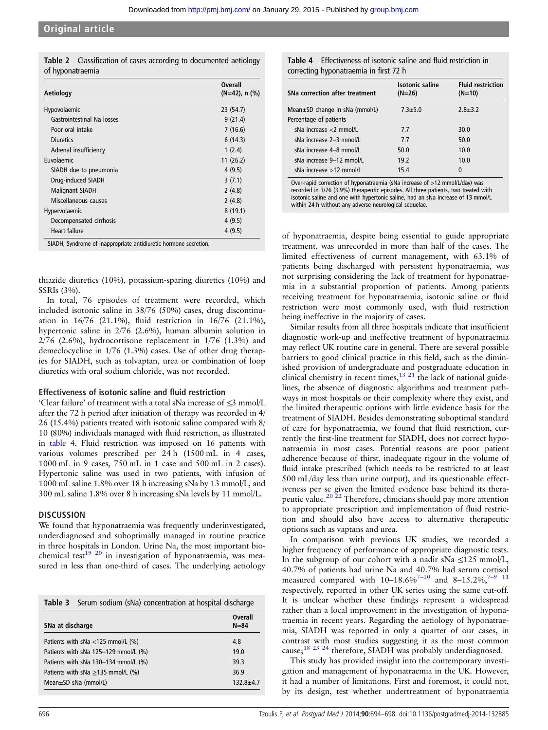**Table 2** Classification of cases according to documented aetiology of hyponatraemia

| Aetiology | Overall (N=42), n (%) |
|---|---|
| Hypovolaemic | 23 (54.7) |
| Gastrointestinal Na losses | 9 (21.4) |
| Poor oral intake | 7 (16.6) |
| Diuretics | 6 (14.3) |
| Adrenal insufficiency | 1 (2.4) |
| Euvolaemic | 11 (26.2) |
| SIADH due to pneumonia | 4 (9.5) |
| Drug-induced SIADH | 3 (7.1) |
| Malignant SIADH | 2 (4.8) |
| Miscellaneous causes | 2 (4.8) |
| Hypervolaemic | 8 (19.1) |
| Decompensated cirrhosis | 4 (9.5) |
| Heart failure | 4 (9.5) |

SIADH, Syndrome of inappropriate antidiuretic hormone secretion.

thiazide diuretics (10%), potassium-sparing diuretics (10%) and SSRIs (3%).

In total, 76 episodes of treatment were recorded, which included isotonic saline in 38/76 (50%) cases, drug discontinuation in 16/76 (21.1%), fluid restriction in 16/76 (21.1%), hypertonic saline in 2/76 (2.6%), human albumin solution in 2/76 (2.6%), hydrocortisone replacement in 1/76 (1.3%) and demeclocycline in 1/76 (1.3%) cases. Use of other drug therapies for SIADH, such as tolvaptan, urea or combination of loop diuretics with oral sodium chloride, was not recorded.

### Effectiveness of isotonic saline and fluid restriction

'Clear failure' of treatment with a total sNa increase of ≤3 mmol/L after the 72 h period after initiation of therapy was recorded in 4/26 (15.4%) patients treated with isotonic saline compared with 8/10 (80%) individuals managed with fluid restriction, as illustrated in table 4. Fluid restriction was imposed on 16 patients with various volumes prescribed per 24 h (1500 mL in 4 cases, 1000 mL in 9 cases, 750 mL in 1 case and 500 mL in 2 cases). Hypertonic saline was used in two patients, with infusion of 1000 mL saline 1.8% over 18 h increasing sNa by 13 mmol/L, and 300 mL saline 1.8% over 8 h increasing sNa levels by 11 mmol/L.

## DISCUSSION

We found that hyponatraemia was frequently underinvestigated, underdiagnosed and suboptimally managed in routine practice in three hospitals in London. Urine Na, the most important biochemical test[19,20] in investigation of hyponatraemia, was measured in less than one-third of cases. The underlying aetiology

**Table 3** Serum sodium (sNa) concentration at hospital discharge

| SNa at discharge | Overall N=84 |
|---|---|
| Patients with sNa <125 mmol/L (%) | 4.8 |
| Patients with sNa 125–129 mmol/L (%) | 19.0 |
| Patients with sNa 130–134 mmol/L (%) | 39.3 |
| Patients with sNa ≥135 mmol/L (%) | 36.9 |
| Mean±SD sNa (mmol/L) | 132.8±4.7 |

**Table 4** Effectiveness of isotonic saline and fluid restriction in correcting hyponatraemia in first 72 h

| SNa correction after treatment | Isotonic saline (N=26) | Fluid restriction (N=10) |
|---|---|---|
| Mean±SD change in sNa (mmol/L) | 7.3±5.0 | 2.8±3.2 |
| Percentage of patients | | |
| sNa increase <2 mmol/L | 7.7 | 30.0 |
| sNa increase 2–3 mmol/L | 7.7 | 50.0 |
| sNa increase 4–8 mmol/L | 50.0 | 10.0 |
| sNa increase 9–12 mmol/L | 19.2 | 10.0 |
| sNa increase >12 mmol/L | 15.4 | 0 |

Over-rapid correction of hyponatraemia (sNa increase of >12 mmol/L/day) was recorded in 3/76 (3.9%) therapeutic episodes. All three patients, two treated with isotonic saline and one with hypertonic saline, had an sNa increase of 13 mmol/L within 24 h without any adverse neurological sequelae.

of hyponatraemia, despite being essential to guide appropriate treatment, was unrecorded in more than half of the cases. The limited effectiveness of current management, with 63.1% of patients being discharged with persistent hyponatraemia, was not surprising considering the lack of treatment for hyponatraemia in a substantial proportion of patients. Among patients receiving treatment for hyponatraemia, isotonic saline or fluid restriction were most commonly used, with fluid restriction being ineffective in the majority of cases.

Similar results from all three hospitals indicate that insufficient diagnostic work-up and ineffective treatment of hyponatraemia may reflect UK routine care in general. There are several possible barriers to good clinical practice in this field, such as the diminished provision of undergraduate and postgraduate education in clinical chemistry in recent times,[13,21] the lack of national guidelines, the absence of diagnostic algorithms and treatment pathways in most hospitals or their complexity where they exist, and the limited therapeutic options with little evidence basis for the treatment of SIADH. Besides demonstrating suboptimal standard of care for hyponatraemia, we found that fluid restriction, currently the first-line treatment for SIADH, does not correct hyponatraemia in most cases. Potential reasons are poor patient adherence because of thirst, inadequate rigour in the volume of fluid intake prescribed (which needs to be restricted to at least 500 mL/day less than urine output), and its questionable effectiveness per se given the limited evidence base behind its therapeutic value.[20,22] Therefore, clinicians should pay more attention to appropriate prescription and implementation of fluid restriction and should also have access to alternative therapeutic options such as vaptans and urea.

In comparison with previous UK studies, we recorded a higher frequency of performance of appropriate diagnostic tests. In the subgroup of our cohort with a nadir sNa ≤125 mmol/L, 40.7% of patients had urine Na and 40.7% had serum cortisol measured compared with 10–18.6%[7–10] and 8–15.2%,[7–9,11] respectively, reported in other UK series using the same cut-off. It is unclear whether these findings represent a widespread rather than a local improvement in the investigation of hyponatraemia in recent years. Regarding the aetiology of hyponatraemia, SIADH was reported in only a quarter of our cases, in contrast with most studies suggesting it as the most common cause;[18,23,24] therefore, SIADH was probably underdiagnosed.

This study has provided insight into the contemporary investigation and management of hyponatraemia in the UK. However, it had a number of limitations. First and foremost, it could not, by its design, test whether undertreatment of hyponatraemia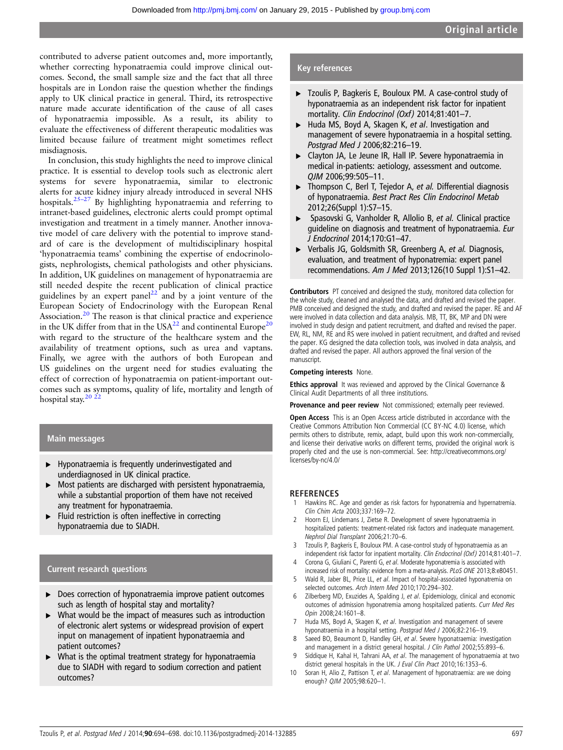contributed to adverse patient outcomes and, more importantly, whether correcting hyponatraemia could improve clinical outcomes. Second, the small sample size and the fact that all three hospitals are in London raise the question whether the findings apply to UK clinical practice in general. Third, its retrospective nature made accurate identification of the cause of all cases of hyponatraemia impossible. As a result, its ability to evaluate the effectiveness of different therapeutic modalities was limited because failure of treatment might sometimes reflect misdiagnosis.

In conclusion, this study highlights the need to improve clinical practice. It is essential to develop tools such as electronic alert systems for severe hyponatraemia, similar to electronic alerts for acute kidney injury already introduced in several NHS hospitals.[25–27] By highlighting hyponatraemia and referring to intranet-based guidelines, electronic alerts could prompt optimal investigation and treatment in a timely manner. Another innovative model of care delivery with the potential to improve standard of care is the development of multidisciplinary hospital 'hyponatraemia teams' combining the expertise of endocrinologists, nephrologists, chemical pathologists and other physicians. In addition, UK guidelines on management of hyponatraemia are still needed despite the recent publication of clinical practice guidelines by an expert panel[22] and by a joint venture of the European Society of Endocrinology with the European Renal Association.[20] The reason is that clinical practice and experience in the UK differ from that in the USA[22] and continental Europe[20] with regard to the structure of the healthcare system and the availability of treatment options, such as urea and vaptans. Finally, we agree with the authors of both European and US guidelines on the urgent need for studies evaluating the effect of correction of hyponatraemia on patient-important outcomes such as symptoms, quality of life, mortality and length of hospital stay.[20 22]

### Main messages

- Hyponatraemia is frequently underinvestigated and underdiagnosed in UK clinical practice.
- Most patients are discharged with persistent hyponatraemia, while a substantial proportion of them have not received any treatment for hyponatraemia.
- Fluid restriction is often ineffective in correcting hyponatraemia due to SIADH.

### Current research questions

- Does correction of hyponatraemia improve patient outcomes such as length of hospital stay and mortality?
- What would be the impact of measures such as introduction of electronic alert systems or widespread provision of expert input on management of inpatient hyponatraemia and patient outcomes?
- What is the optimal treatment strategy for hyponatraemia due to SIADH with regard to sodium correction and patient outcomes?

### Key references

- Tzoulis P, Bagkeris E, Bouloux PM. A case-control study of hyponatraemia as an independent risk factor for inpatient mortality. *Clin Endocrinol (Oxf)* 2014;81:401–7.
- Huda MS, Boyd A, Skagen K, *et al*. Investigation and management of severe hyponatraemia in a hospital setting. *Postgrad Med J* 2006;82:216–19.
- Clayton JA, Le Jeune IR, Hall IP. Severe hyponatraemia in medical in-patients: aetiology, assessment and outcome. *QJM* 2006;99:505–11.
- Thompson C, Berl T, Tejedor A, *et al*. Differential diagnosis of hyponatraemia. *Best Pract Res Clin Endocrinol Metab* 2012;26(Suppl 1):S7–15.
- Spasovski G, Vanholder R, Allolio B, *et al*. Clinical practice guideline on diagnosis and treatment of hyponatraemia. *Eur J Endocrinol* 2014;170:G1–47.
- Verbalis JG, Goldsmith SR, Greenberg A, *et al*. Diagnosis, evaluation, and treatment of hyponatremia: expert panel recommendations. *Am J Med* 2013;126(10 Suppl 1):S1–42.

**Contributors** PT conceived and designed the study, monitored data collection for the whole study, cleaned and analysed the data, and drafted and revised the paper. PMB conceived and designed the study, and drafted and revised the paper. RE and AF were involved in data collection and data analysis. MB, TT, BK, MP and DN were involved in study design and patient recruitment, and drafted and revised the paper. EW, RL, NM, RE and RS were involved in patient recruitment, and drafted and revised the paper. KG designed the data collection tools, was involved in data analysis, and drafted and revised the paper. All authors approved the final version of the manuscript.

**Competing interests** None.

**Ethics approval** It was reviewed and approved by the Clinical Governance & Clinical Audit Departments of all three institutions.

**Provenance and peer review** Not commissioned; externally peer reviewed.

**Open Access** This is an Open Access article distributed in accordance with the Creative Commons Attribution Non Commercial (CC BY-NC 4.0) license, which permits others to distribute, remix, adapt, build upon this work non-commercially, and license their derivative works on different terms, provided the original work is properly cited and the use is non-commercial. See: http://creativecommons.org/licenses/by-nc/4.0/

## REFERENCES

1. Hawkins RC. Age and gender as risk factors for hyponatremia and hypernatremia. *Clin Chim Acta* 2003;337:169–72.
2. Hoorn EJ, Lindemans J, Zietse R. Development of severe hyponatraemia in hospitalized patients: treatment-related risk factors and inadequate management. *Nephrol Dial Transplant* 2006;21:70–6.
3. Tzoulis P, Bagkeris E, Bouloux PM. A case-control study of hyponatraemia as an independent risk factor for inpatient mortality. *Clin Endocrinol (Oxf)* 2014;81:401–7.
4. Corona G, Giuliani C, Parenti G, *et al*. Moderate hyponatremia is associated with increased risk of mortality: evidence from a meta-analysis. *PLoS ONE* 2013;8:e80451.
5. Wald R, Jaber BL, Price LL, *et al*. Impact of hospital-associated hyponatremia on selected outcomes. *Arch Intern Med* 2010;170:294–302.
6. Zilberberg MD, Exuzides A, Spalding J, *et al*. Epidemiology, clinical and economic outcomes of admission hyponatremia among hospitalized patients. *Curr Med Res Opin* 2008;24:1601–8.
7. Huda MS, Boyd A, Skagen K, *et al*. Investigation and management of severe hyponatraemia in a hospital setting. *Postgrad Med J* 2006;82:216–19.
8. Saeed BO, Beaumont D, Handley GH, *et al*. Severe hyponatraemia: investigation and management in a district general hospital. *J Clin Pathol* 2002;55:893–6.
9. Siddique H, Kahal H, Tahrani AA, *et al*. The management of hyponatraemia at two district general hospitals in the UK. *J Eval Clin Pract* 2010;16:1353–6.
10. Soran H, Alio Z, Pattison T, *et al*. Management of hyponatraemia: are we doing enough? *QJM* 2005;98:620–1.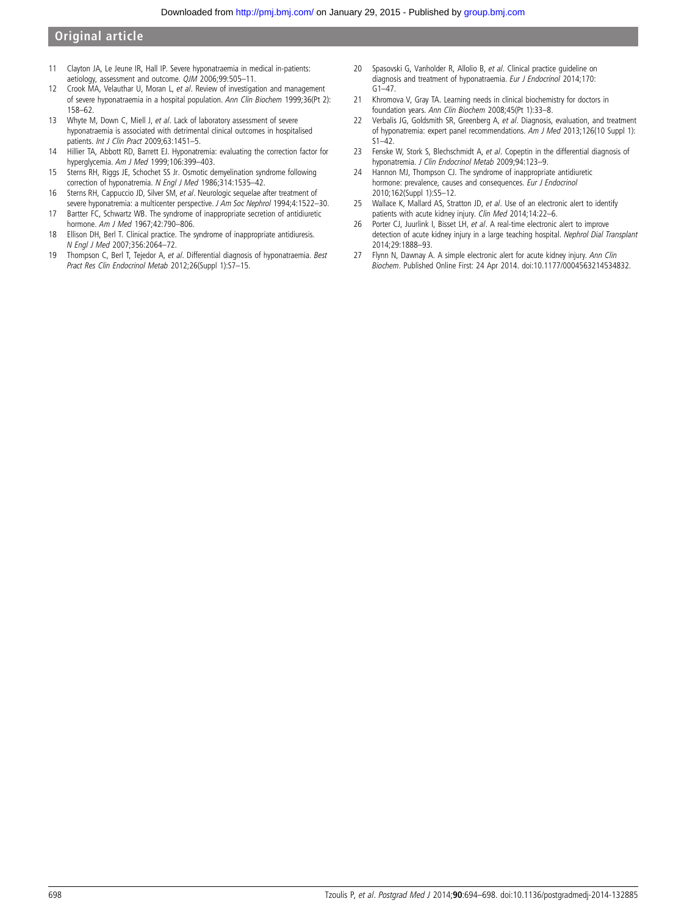11 Clayton JA, Le Jeune IR, Hall IP. Severe hyponatraemia in medical in-patients: aetiology, assessment and outcome. *QJM* 2006;99:505–11.

12 Crook MA, Velauthar U, Moran L, *et al*. Review of investigation and management of severe hyponatraemia in a hospital population. *Ann Clin Biochem* 1999;36(Pt 2): 158–62.

13 Whyte M, Down C, Miell J, *et al*. Lack of laboratory assessment of severe hyponatraemia is associated with detrimental clinical outcomes in hospitalised patients. *Int J Clin Pract* 2009;63:1451–5.

14 Hillier TA, Abbott RD, Barrett EJ. Hyponatremia: evaluating the correction factor for hyperglycemia. *Am J Med* 1999;106:399–403.

15 Sterns RH, Riggs JE, Schochet SS Jr. Osmotic demyelination syndrome following correction of hyponatremia. *N Engl J Med* 1986;314:1535–42.

16 Sterns RH, Cappuccio JD, Silver SM, *et al*. Neurologic sequelae after treatment of severe hyponatremia: a multicenter perspective. *J Am Soc Nephrol* 1994;4:1522–30.

17 Bartter FC, Schwartz WB. The syndrome of inappropriate secretion of antidiuretic hormone. *Am J Med* 1967;42:790–806.

18 Ellison DH, Berl T. Clinical practice. The syndrome of inappropriate antidiuresis. *N Engl J Med* 2007;356:2064–72.

19 Thompson C, Berl T, Tejedor A, *et al*. Differential diagnosis of hyponatraemia. *Best Pract Res Clin Endocrinol Metab* 2012;26(Suppl 1):S7–15.

20 Spasovski G, Vanholder R, Allolio B, *et al*. Clinical practice guideline on diagnosis and treatment of hyponatraemia. *Eur J Endocrinol* 2014;170: G1–47.

21 Khromova V, Gray TA. Learning needs in clinical biochemistry for doctors in foundation years. *Ann Clin Biochem* 2008;45(Pt 1):33–8.

22 Verbalis JG, Goldsmith SR, Greenberg A, *et al*. Diagnosis, evaluation, and treatment of hyponatremia: expert panel recommendations. *Am J Med* 2013;126(10 Suppl 1): S1–42.

23 Fenske W, Stork S, Blechschmidt A, *et al*. Copeptin in the differential diagnosis of hyponatremia. *J Clin Endocrinol Metab* 2009;94:123–9.

24 Hannon MJ, Thompson CJ. The syndrome of inappropriate antidiuretic hormone: prevalence, causes and consequences. *Eur J Endocrinol* 2010;162(Suppl 1):S5–12.

25 Wallace K, Mallard AS, Stratton JD, *et al*. Use of an electronic alert to identify patients with acute kidney injury. *Clin Med* 2014;14:22–6.

26 Porter CJ, Juurlink I, Bisset LH, *et al*. A real-time electronic alert to improve detection of acute kidney injury in a large teaching hospital. *Nephrol Dial Transplant* 2014;29:1888–93.

27 Flynn N, Dawnay A. A simple electronic alert for acute kidney injury. *Ann Clin Biochem*. Published Online First: 24 Apr 2014. doi:10.1177/0004563214534832.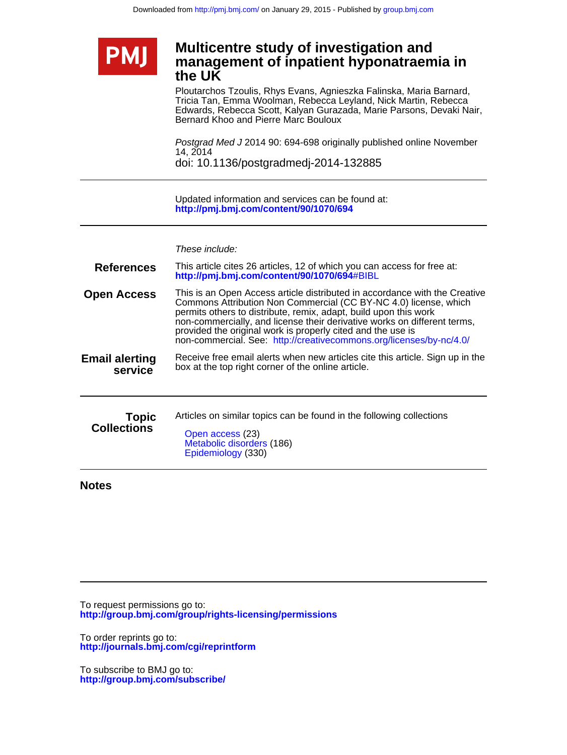Downloaded from http://pmj.bmj.com/ on January 29, 2015 - Published by group.bmj.com

PMJ

# Multicentre study of investigation and management of inpatient hyponatraemia in the UK

Ploutarchos Tzoulis, Rhys Evans, Agnieszka Falinska, Maria Barnard, Tricia Tan, Emma Woolman, Rebecca Leyland, Nick Martin, Rebecca Edwards, Rebecca Scott, Kalyan Gurazada, Marie Parsons, Devaki Nair, Bernard Khoo and Pierre Marc Bouloux

*Postgrad Med J* 2014 90: 694-698 originally published online November 14, 2014

doi: 10.1136/postgradmedj-2014-132885

Updated information and services can be found at:
**http://pmj.bmj.com/content/90/1070/694**

*These include:*

**References**

This article cites 26 articles, 12 of which you can access for free at:
**http://pmj.bmj.com/content/90/1070/694**#BIBL

**Open Access**

This is an Open Access article distributed in accordance with the Creative Commons Attribution Non Commercial (CC BY-NC 4.0) license, which permits others to distribute, remix, adapt, build upon this work non-commercially, and license their derivative works on different terms, provided the original work is properly cited and the use is non-commercial. See: http://creativecommons.org/licenses/by-nc/4.0/

**Email alerting service**

Receive free email alerts when new articles cite this article. Sign up in the box at the top right corner of the online article.

**Topic Collections**

Articles on similar topics can be found in the following collections

- Open access (23)
- Metabolic disorders (186)
- Epidemiology (330)

## Notes

To request permissions go to:
**http://group.bmj.com/group/rights-licensing/permissions**

To order reprints go to:
**http://journals.bmj.com/cgi/reprintform**

To subscribe to BMJ go to:
**http://group.bmj.com/subscribe/**